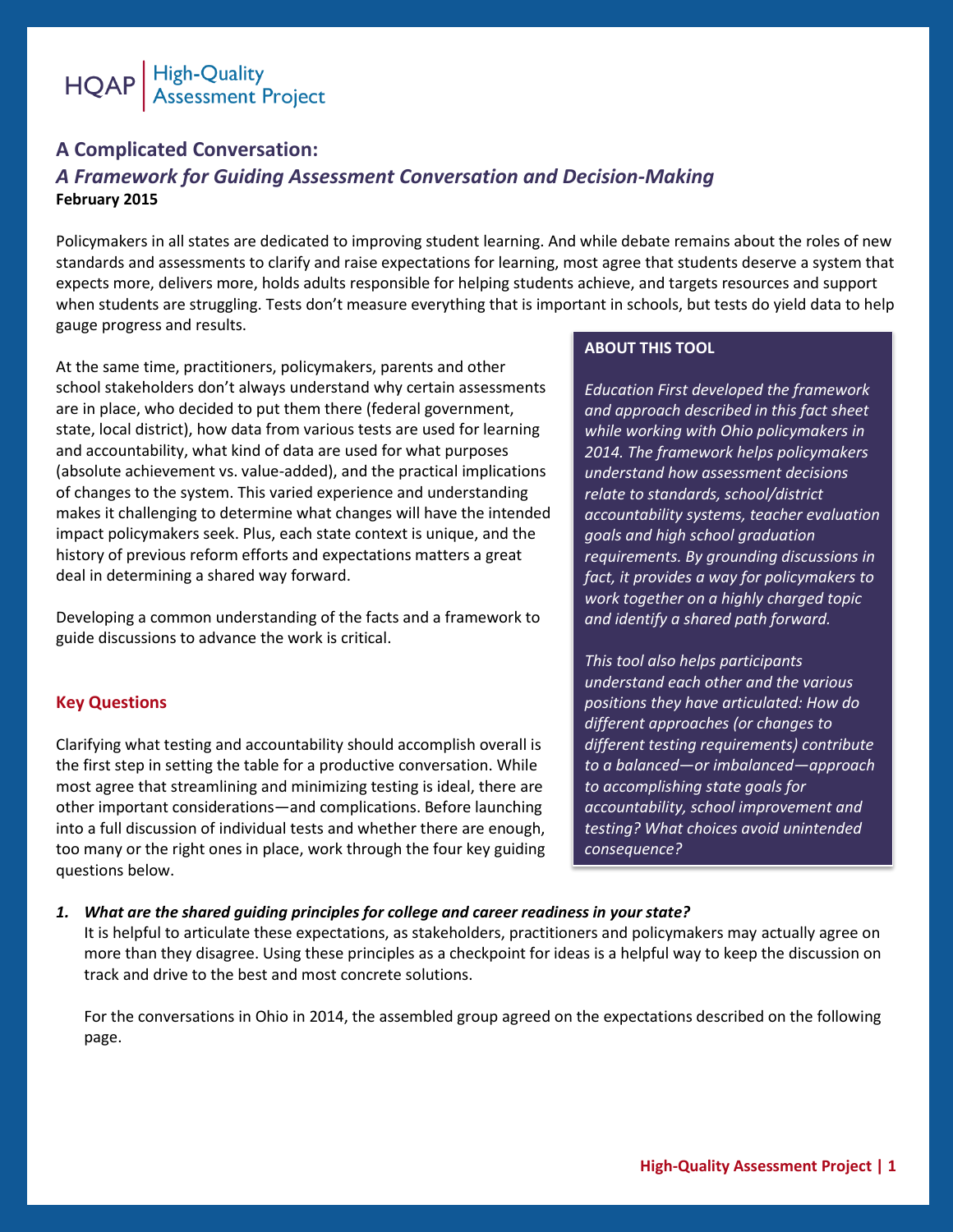HQAP | High-Quality Assessment Project

# A Complicated Conversation:

## *A Framework for Guiding Assessment Conversation and Decision-Making*

**February 2015**

Policymakers in all states are dedicated to improving student learning. And while debate remains about the roles of new standards and assessments to clarify and raise expectations for learning, most agree that students deserve a system that expects more, delivers more, holds adults responsible for helping students achieve, and targets resources and support when students are struggling. Tests don't measure everything that is important in schools, but tests do yield data to help gauge progress and results.

At the same time, practitioners, policymakers, parents and other school stakeholders don't always understand why certain assessments are in place, who decided to put them there (federal government, state, local district), how data from various tests are used for learning and accountability, what kind of data are used for what purposes (absolute achievement vs. value-added), and the practical implications of changes to the system. This varied experience and understanding makes it challenging to determine what changes will have the intended impact policymakers seek. Plus, each state context is unique, and the history of previous reform efforts and expectations matters a great deal in determining a shared way forward.

Developing a common understanding of the facts and a framework to guide discussions to advance the work is critical.

> **ABOUT THIS TOOL**
>
> *Education First developed the framework and approach described in this fact sheet while working with Ohio policymakers in 2014. The framework helps policymakers understand how assessment decisions relate to standards, school/district accountability systems, teacher evaluation goals and high school graduation requirements. By grounding discussions in fact, it provides a way for policymakers to work together on a highly charged topic and identify a shared path forward.*
>
> *This tool also helps participants understand each other and the various positions they have articulated: How do different approaches (or changes to different testing requirements) contribute to a balanced—or imbalanced—approach to accomplishing state goals for accountability, school improvement and testing? What choices avoid unintended consequence?*

### Key Questions

Clarifying what testing and accountability should accomplish overall is the first step in setting the table for a productive conversation. While most agree that streamlining and minimizing testing is ideal, there are other important considerations—and complications. Before launching into a full discussion of individual tests and whether there are enough, too many or the right ones in place, work through the four key guiding questions below.

1. ***What are the shared guiding principles for college and career readiness in your state?***
   It is helpful to articulate these expectations, as stakeholders, practitioners and policymakers may actually agree on more than they disagree. Using these principles as a checkpoint for ideas is a helpful way to keep the discussion on track and drive to the best and most concrete solutions.

   For the conversations in Ohio in 2014, the assembled group agreed on the expectations described on the following page.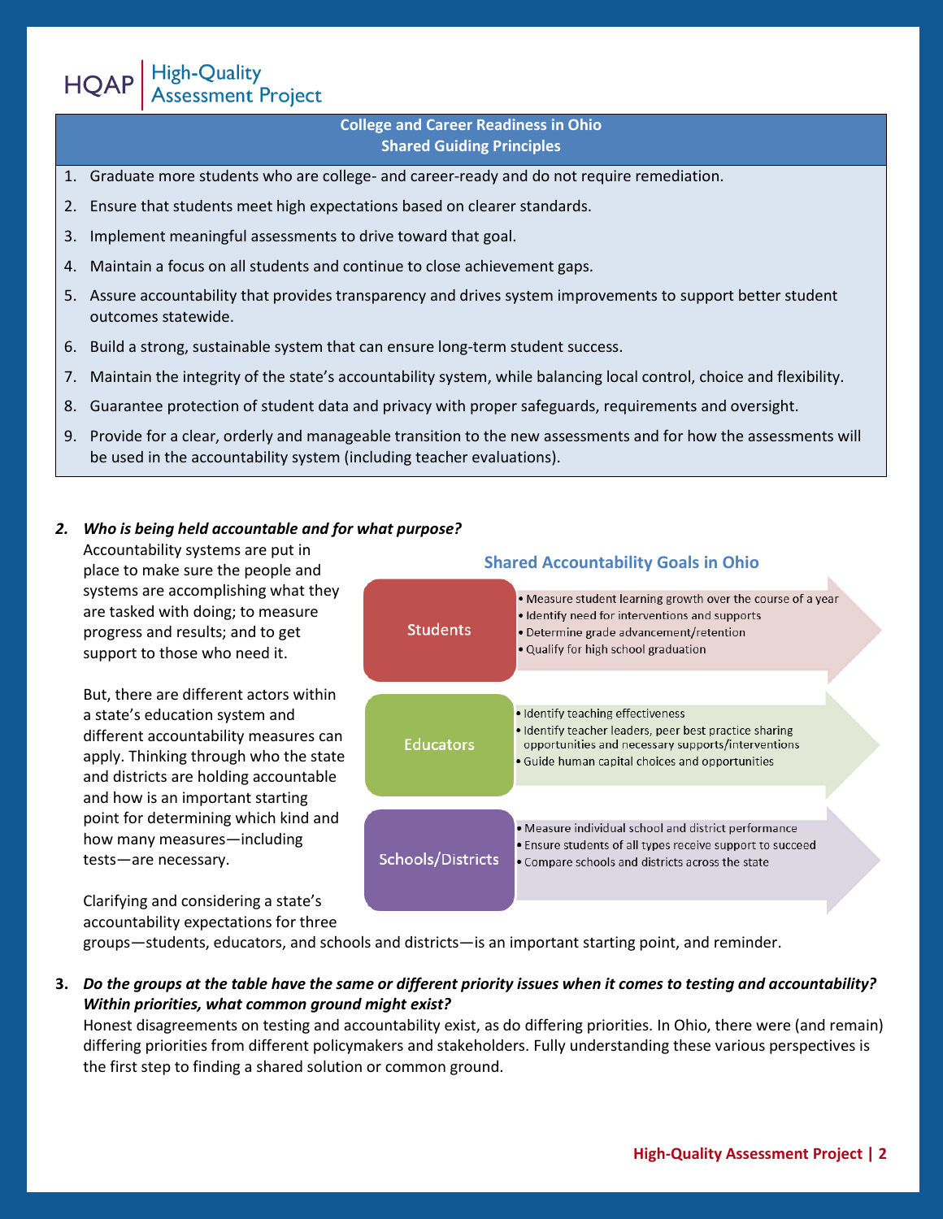**College and Career Readiness in Ohio**
**Shared Guiding Principles**

1. Graduate more students who are college- and career-ready and do not require remediation.
2. Ensure that students meet high expectations based on clearer standards.
3. Implement meaningful assessments to drive toward that goal.
4. Maintain a focus on all students and continue to close achievement gaps.
5. Assure accountability that provides transparency and drives system improvements to support better student outcomes statewide.
6. Build a strong, sustainable system that can ensure long-term student success.
7. Maintain the integrity of the state's accountability system, while balancing local control, choice and flexibility.
8. Guarantee protection of student data and privacy with proper safeguards, requirements and oversight.
9. Provide for a clear, orderly and manageable transition to the new assessments and for how the assessments will be used in the accountability system (including teacher evaluations).

**2. *Who is being held accountable and for what purpose?***

Accountability systems are put in place to make sure the people and systems are accomplishing what they are tasked with doing; to measure progress and results; and to get support to those who need it.

But, there are different actors within a state's education system and different accountability measures can apply. Thinking through who the state and districts are holding accountable and how is an important starting point for determining which kind and how many measures—including tests—are necessary.

Clarifying and considering a state's accountability expectations for three groups—students, educators, and schools and districts—is an important starting point, and reminder.

**Shared Accountability Goals in Ohio**

**Students**
- Measure student learning growth over the course of a year
- Identify need for interventions and supports
- Determine grade advancement/retention
- Qualify for high school graduation

**Educators**
- Identify teaching effectiveness
- Identify teacher leaders, peer best practice sharing opportunities and necessary supports/interventions
- Guide human capital choices and opportunities

**Schools/Districts**
- Measure individual school and district performance
- Ensure students of all types receive support to succeed
- Compare schools and districts across the state

**3. *Do the groups at the table have the same or different priority issues when it comes to testing and accountability? Within priorities, what common ground might exist?***

Honest disagreements on testing and accountability exist, as do differing priorities. In Ohio, there were (and remain) differing priorities from different policymakers and stakeholders. Fully understanding these various perspectives is the first step to finding a shared solution or common ground.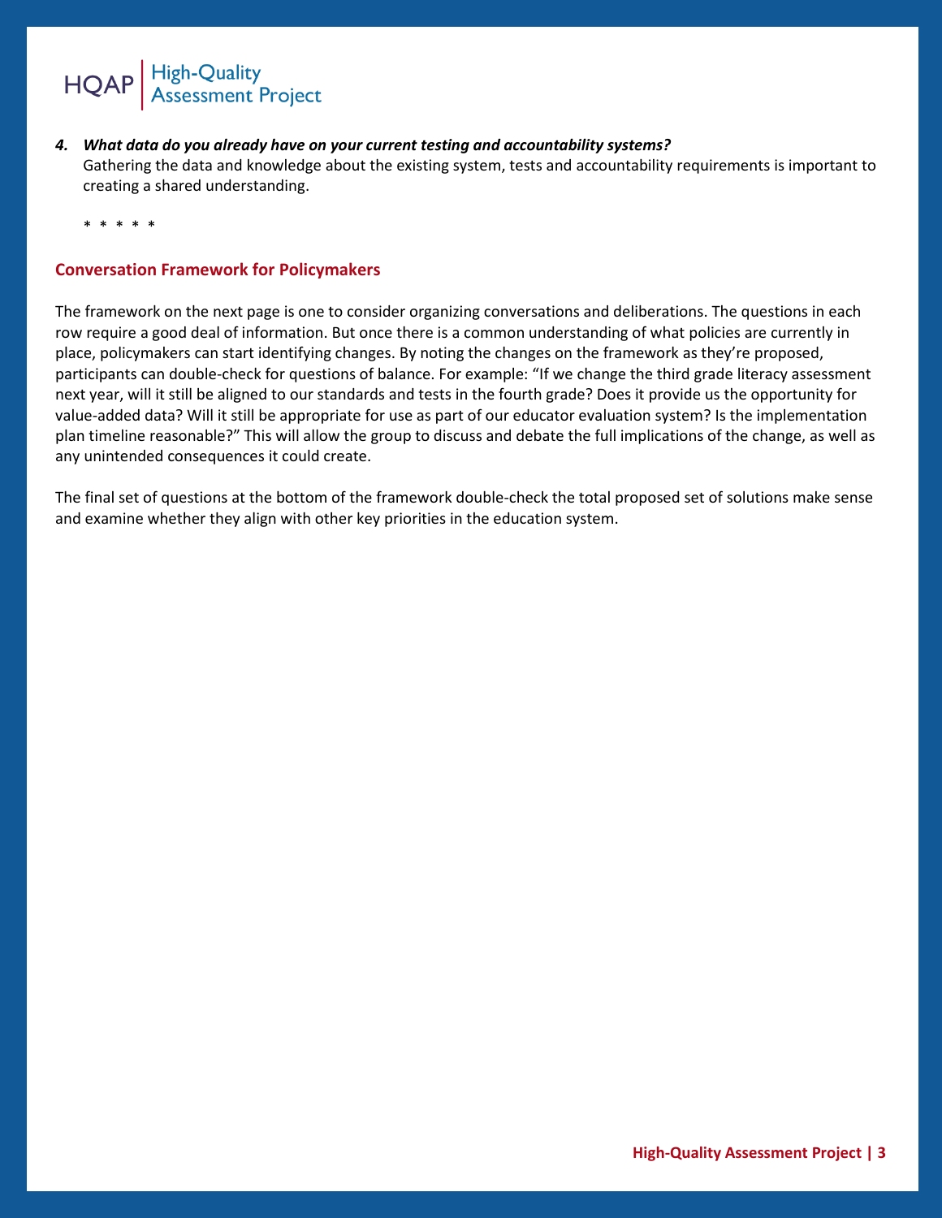4. ***What data do you already have on your current testing and accountability systems?***
   Gathering the data and knowledge about the existing system, tests and accountability requirements is important to creating a shared understanding.

   \* \* \* \* \*

## Conversation Framework for Policymakers

The framework on the next page is one to consider organizing conversations and deliberations. The questions in each row require a good deal of information. But once there is a common understanding of what policies are currently in place, policymakers can start identifying changes. By noting the changes on the framework as they're proposed, participants can double-check for questions of balance. For example: "If we change the third grade literacy assessment next year, will it still be aligned to our standards and tests in the fourth grade? Does it provide us the opportunity for value-added data? Will it still be appropriate for use as part of our educator evaluation system? Is the implementation plan timeline reasonable?" This will allow the group to discuss and debate the full implications of the change, as well as any unintended consequences it could create.

The final set of questions at the bottom of the framework double-check the total proposed set of solutions make sense and examine whether they align with other key priorities in the education system.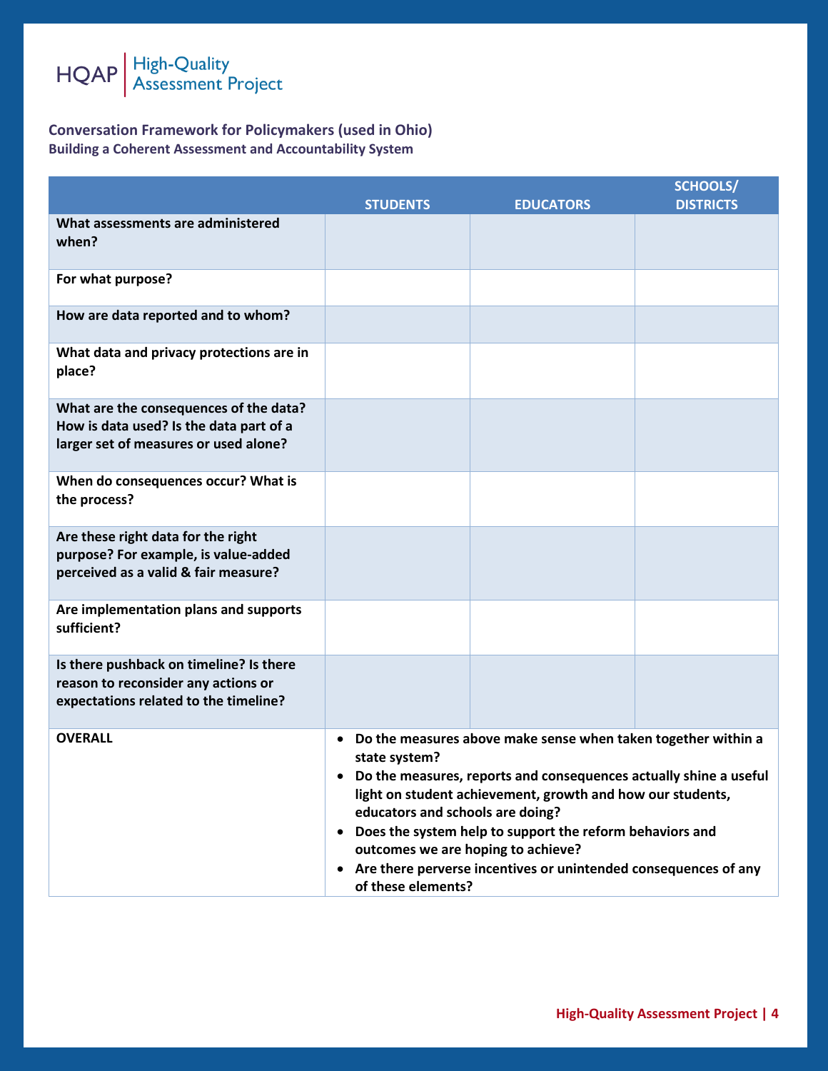HQAP | High-Quality Assessment Project

### Conversation Framework for Policymakers (used in Ohio)

**Building a Coherent Assessment and Accountability System**

| | STUDENTS | EDUCATORS | SCHOOLS/ DISTRICTS |
|---|---|---|---|
| **What assessments are administered when?** | | | |
| **For what purpose?** | | | |
| **How are data reported and to whom?** | | | |
| **What data and privacy protections are in place?** | | | |
| **What are the consequences of the data? How is data used? Is the data part of a larger set of measures or used alone?** | | | |
| **When do consequences occur? What is the process?** | | | |
| **Are these right data for the right purpose? For example, is value-added perceived as a valid & fair measure?** | | | |
| **Are implementation plans and supports sufficient?** | | | |
| **Is there pushback on timeline? Is there reason to reconsider any actions or expectations related to the timeline?** | | | |
| **OVERALL** | • **Do the measures above make sense when taken together within a state system?** • **Do the measures, reports and consequences actually shine a useful light on student achievement, growth and how our students, educators and schools are doing?** • **Does the system help to support the reform behaviors and outcomes we are hoping to achieve?** • **Are there perverse incentives or unintended consequences of any of these elements?** | | |